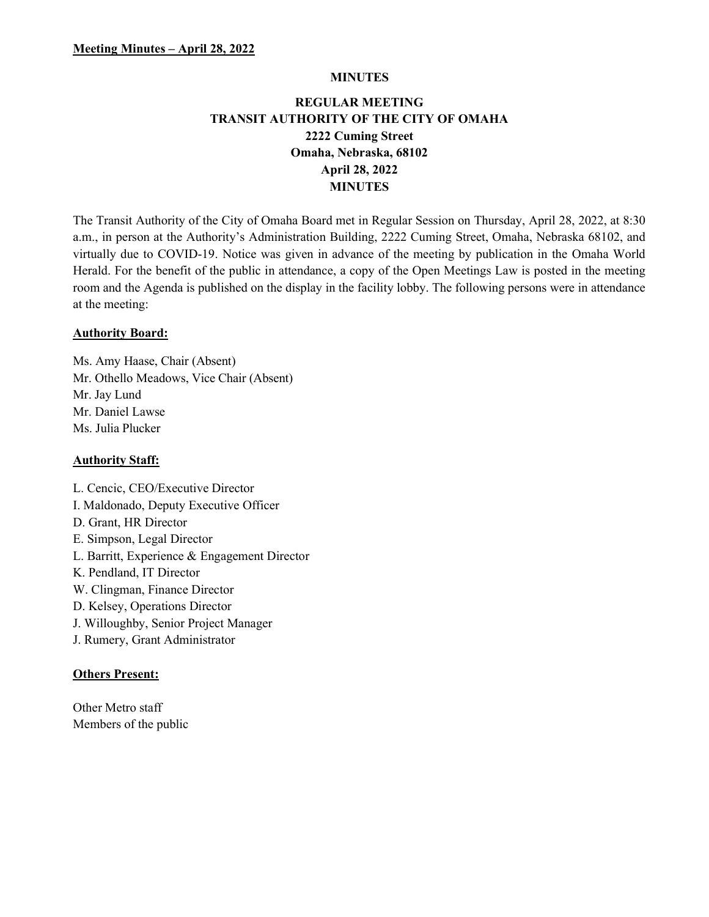**Meeting Minutes – April 28, 2022**

**MINUTES**

**REGULAR MEETING**
**TRANSIT AUTHORITY OF THE CITY OF OMAHA**
**2222 Cuming Street**
**Omaha, Nebraska, 68102**
**April 28, 2022**
**MINUTES**

The Transit Authority of the City of Omaha Board met in Regular Session on Thursday, April 28, 2022, at 8:30 a.m., in person at the Authority's Administration Building, 2222 Cuming Street, Omaha, Nebraska 68102, and virtually due to COVID-19. Notice was given in advance of the meeting by publication in the Omaha World Herald. For the benefit of the public in attendance, a copy of the Open Meetings Law is posted in the meeting room and the Agenda is published on the display in the facility lobby. The following persons were in attendance at the meeting:

**Authority Board:**

Ms. Amy Haase, Chair (Absent)
Mr. Othello Meadows, Vice Chair (Absent)
Mr. Jay Lund
Mr. Daniel Lawse
Ms. Julia Plucker

**Authority Staff:**

L. Cencic, CEO/Executive Director
I. Maldonado, Deputy Executive Officer
D. Grant, HR Director
E. Simpson, Legal Director
L. Barritt, Experience & Engagement Director
K. Pendland, IT Director
W. Clingman, Finance Director
D. Kelsey, Operations Director
J. Willoughby, Senior Project Manager
J. Rumery, Grant Administrator

**Others Present:**

Other Metro staff
Members of the public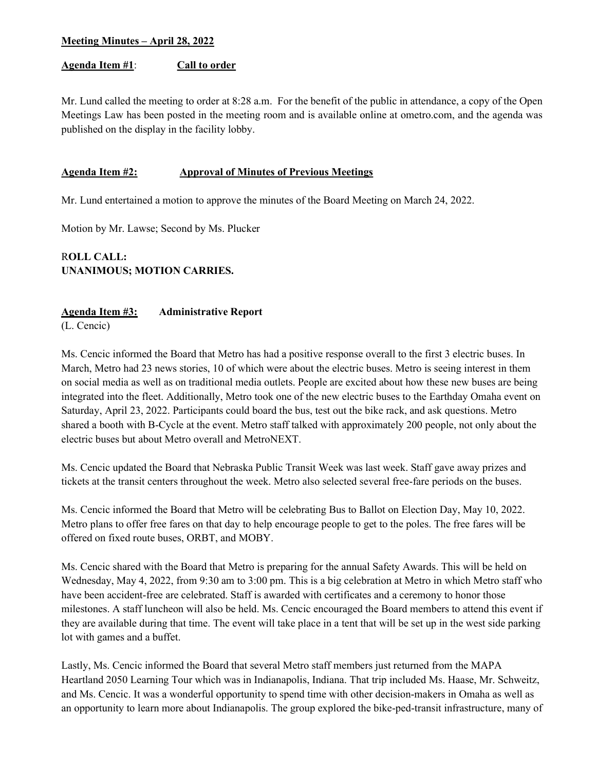**Meeting Minutes – April 28, 2022**

**Agenda Item #1**: **Call to order**

Mr. Lund called the meeting to order at 8:28 a.m. For the benefit of the public in attendance, a copy of the Open Meetings Law has been posted in the meeting room and is available online at ometro.com, and the agenda was published on the display in the facility lobby.

**Agenda Item #2:** **Approval of Minutes of Previous Meetings**

Mr. Lund entertained a motion to approve the minutes of the Board Meeting on March 24, 2022.

Motion by Mr. Lawse; Second by Ms. Plucker

R**OLL CALL:**
**UNANIMOUS; MOTION CARRIES.**

**Agenda Item #3:** **Administrative Report**
(L. Cencic)

Ms. Cencic informed the Board that Metro has had a positive response overall to the first 3 electric buses. In March, Metro had 23 news stories, 10 of which were about the electric buses. Metro is seeing interest in them on social media as well as on traditional media outlets. People are excited about how these new buses are being integrated into the fleet. Additionally, Metro took one of the new electric buses to the Earthday Omaha event on Saturday, April 23, 2022. Participants could board the bus, test out the bike rack, and ask questions. Metro shared a booth with B-Cycle at the event. Metro staff talked with approximately 200 people, not only about the electric buses but about Metro overall and MetroNEXT.

Ms. Cencic updated the Board that Nebraska Public Transit Week was last week. Staff gave away prizes and tickets at the transit centers throughout the week. Metro also selected several free-fare periods on the buses.

Ms. Cencic informed the Board that Metro will be celebrating Bus to Ballot on Election Day, May 10, 2022. Metro plans to offer free fares on that day to help encourage people to get to the poles. The free fares will be offered on fixed route buses, ORBT, and MOBY.

Ms. Cencic shared with the Board that Metro is preparing for the annual Safety Awards. This will be held on Wednesday, May 4, 2022, from 9:30 am to 3:00 pm. This is a big celebration at Metro in which Metro staff who have been accident-free are celebrated. Staff is awarded with certificates and a ceremony to honor those milestones. A staff luncheon will also be held. Ms. Cencic encouraged the Board members to attend this event if they are available during that time. The event will take place in a tent that will be set up in the west side parking lot with games and a buffet.

Lastly, Ms. Cencic informed the Board that several Metro staff members just returned from the MAPA Heartland 2050 Learning Tour which was in Indianapolis, Indiana. That trip included Ms. Haase, Mr. Schweitz, and Ms. Cencic. It was a wonderful opportunity to spend time with other decision-makers in Omaha as well as an opportunity to learn more about Indianapolis. The group explored the bike-ped-transit infrastructure, many of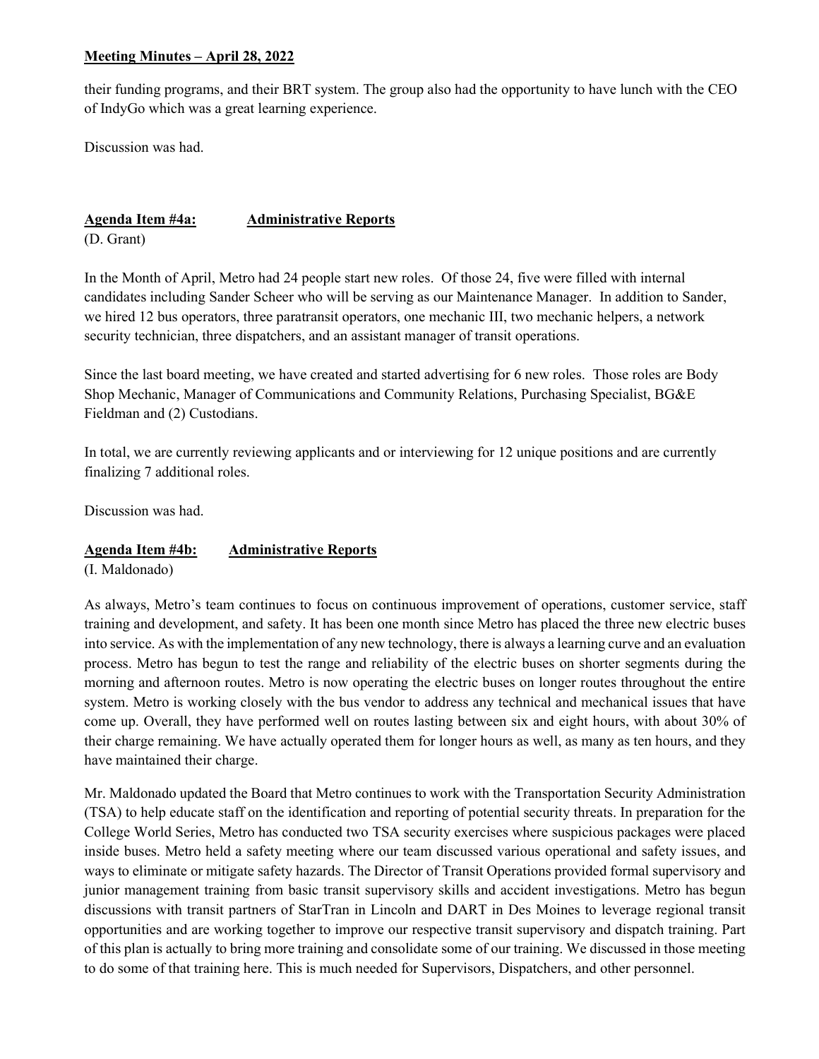their funding programs, and their BRT system. The group also had the opportunity to have lunch with the CEO of IndyGo which was a great learning experience.

Discussion was had.

**Agenda Item #4a:** **Administrative Reports**
(D. Grant)

In the Month of April, Metro had 24 people start new roles. Of those 24, five were filled with internal candidates including Sander Scheer who will be serving as our Maintenance Manager. In addition to Sander, we hired 12 bus operators, three paratransit operators, one mechanic III, two mechanic helpers, a network security technician, three dispatchers, and an assistant manager of transit operations.

Since the last board meeting, we have created and started advertising for 6 new roles. Those roles are Body Shop Mechanic, Manager of Communications and Community Relations, Purchasing Specialist, BG&E Fieldman and (2) Custodians.

In total, we are currently reviewing applicants and or interviewing for 12 unique positions and are currently finalizing 7 additional roles.

Discussion was had.

**Agenda Item #4b:** **Administrative Reports**
(I. Maldonado)

As always, Metro's team continues to focus on continuous improvement of operations, customer service, staff training and development, and safety. It has been one month since Metro has placed the three new electric buses into service. As with the implementation of any new technology, there is always a learning curve and an evaluation process. Metro has begun to test the range and reliability of the electric buses on shorter segments during the morning and afternoon routes. Metro is now operating the electric buses on longer routes throughout the entire system. Metro is working closely with the bus vendor to address any technical and mechanical issues that have come up. Overall, they have performed well on routes lasting between six and eight hours, with about 30% of their charge remaining. We have actually operated them for longer hours as well, as many as ten hours, and they have maintained their charge.

Mr. Maldonado updated the Board that Metro continues to work with the Transportation Security Administration (TSA) to help educate staff on the identification and reporting of potential security threats. In preparation for the College World Series, Metro has conducted two TSA security exercises where suspicious packages were placed inside buses. Metro held a safety meeting where our team discussed various operational and safety issues, and ways to eliminate or mitigate safety hazards. The Director of Transit Operations provided formal supervisory and junior management training from basic transit supervisory skills and accident investigations. Metro has begun discussions with transit partners of StarTran in Lincoln and DART in Des Moines to leverage regional transit opportunities and are working together to improve our respective transit supervisory and dispatch training. Part of this plan is actually to bring more training and consolidate some of our training. We discussed in those meeting to do some of that training here. This is much needed for Supervisors, Dispatchers, and other personnel.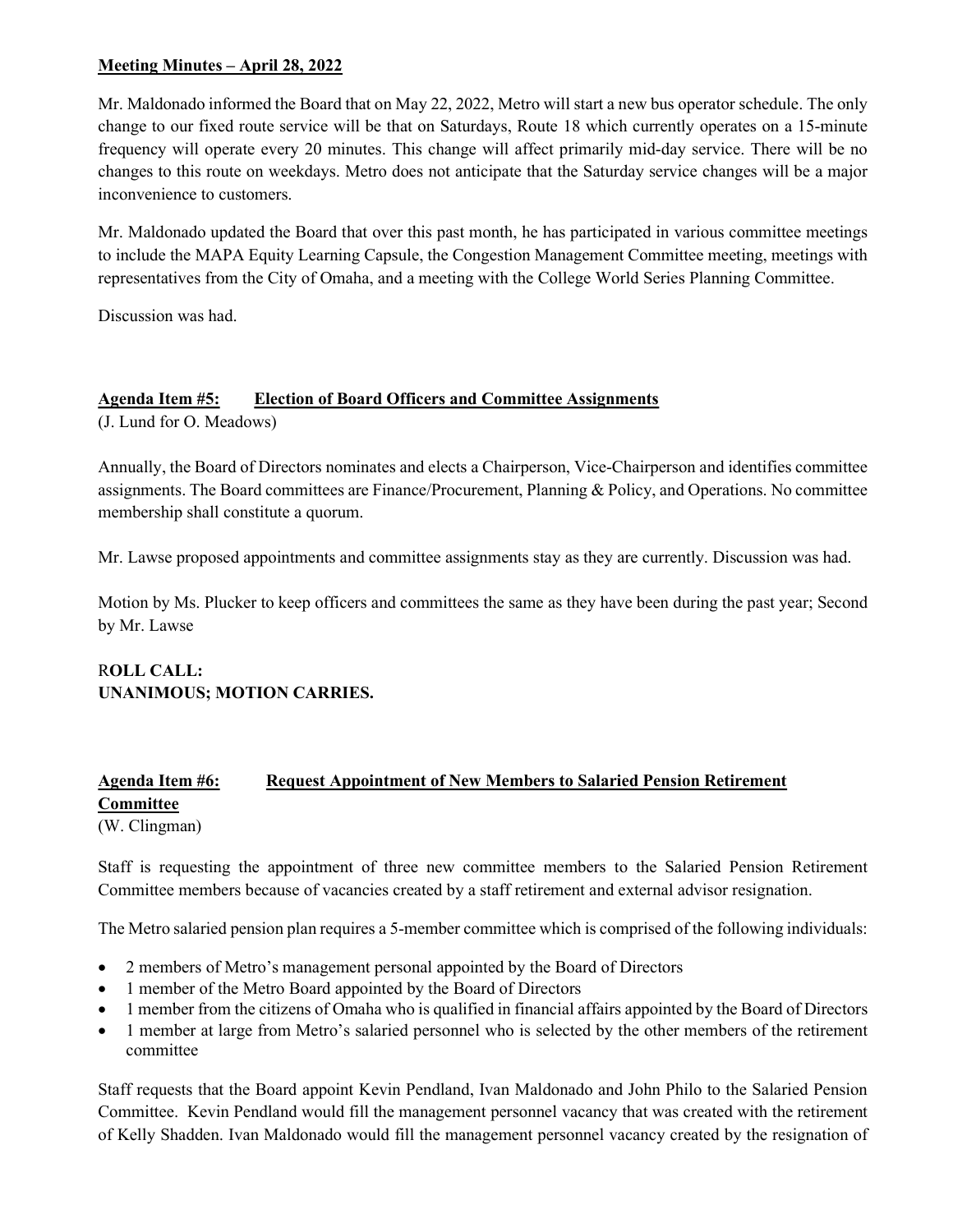**Meeting Minutes – April 28, 2022**

Mr. Maldonado informed the Board that on May 22, 2022, Metro will start a new bus operator schedule. The only change to our fixed route service will be that on Saturdays, Route 18 which currently operates on a 15-minute frequency will operate every 20 minutes. This change will affect primarily mid-day service. There will be no changes to this route on weekdays. Metro does not anticipate that the Saturday service changes will be a major inconvenience to customers.

Mr. Maldonado updated the Board that over this past month, he has participated in various committee meetings to include the MAPA Equity Learning Capsule, the Congestion Management Committee meeting, meetings with representatives from the City of Omaha, and a meeting with the College World Series Planning Committee.

Discussion was had.

**Agenda Item #5: Election of Board Officers and Committee Assignments**
(J. Lund for O. Meadows)

Annually, the Board of Directors nominates and elects a Chairperson, Vice-Chairperson and identifies committee assignments. The Board committees are Finance/Procurement, Planning & Policy, and Operations. No committee membership shall constitute a quorum.

Mr. Lawse proposed appointments and committee assignments stay as they are currently. Discussion was had.

Motion by Ms. Plucker to keep officers and committees the same as they have been during the past year; Second by Mr. Lawse

**ROLL CALL:**
**UNANIMOUS; MOTION CARRIES.**

**Agenda Item #6: Request Appointment of New Members to Salaried Pension Retirement Committee**
(W. Clingman)

Staff is requesting the appointment of three new committee members to the Salaried Pension Retirement Committee members because of vacancies created by a staff retirement and external advisor resignation.

The Metro salaried pension plan requires a 5-member committee which is comprised of the following individuals:

- 2 members of Metro's management personal appointed by the Board of Directors
- 1 member of the Metro Board appointed by the Board of Directors
- 1 member from the citizens of Omaha who is qualified in financial affairs appointed by the Board of Directors
- 1 member at large from Metro's salaried personnel who is selected by the other members of the retirement committee

Staff requests that the Board appoint Kevin Pendland, Ivan Maldonado and John Philo to the Salaried Pension Committee. Kevin Pendland would fill the management personnel vacancy that was created with the retirement of Kelly Shadden. Ivan Maldonado would fill the management personnel vacancy created by the resignation of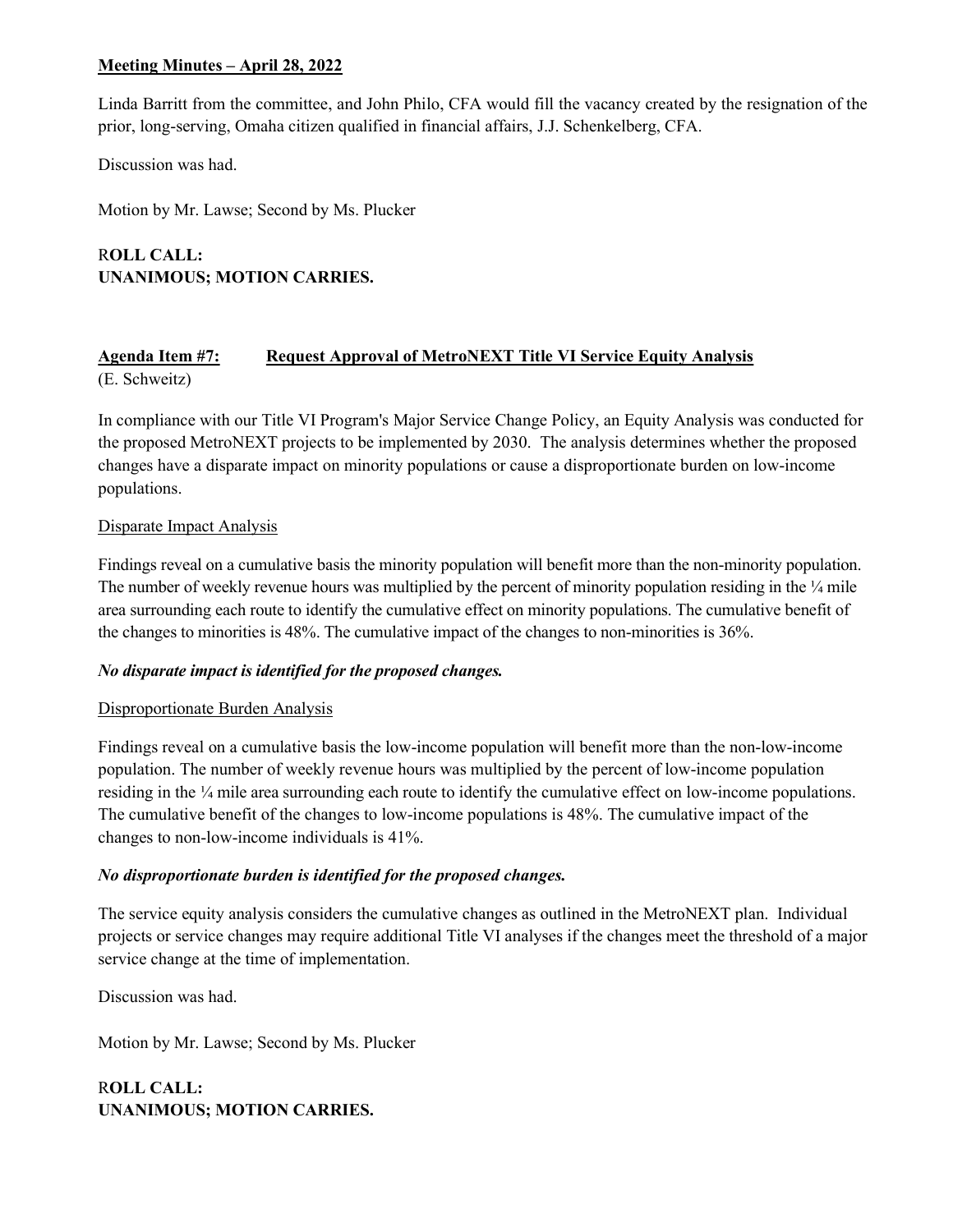**Meeting Minutes – April 28, 2022**

Linda Barritt from the committee, and John Philo, CFA would fill the vacancy created by the resignation of the prior, long-serving, Omaha citizen qualified in financial affairs, J.J. Schenkelberg, CFA.

Discussion was had.

Motion by Mr. Lawse; Second by Ms. Plucker

**ROLL CALL:**
**UNANIMOUS; MOTION CARRIES.**

**Agenda Item #7: Request Approval of MetroNEXT Title VI Service Equity Analysis**
(E. Schweitz)

In compliance with our Title VI Program's Major Service Change Policy, an Equity Analysis was conducted for the proposed MetroNEXT projects to be implemented by 2030. The analysis determines whether the proposed changes have a disparate impact on minority populations or cause a disproportionate burden on low-income populations.

Disparate Impact Analysis

Findings reveal on a cumulative basis the minority population will benefit more than the non-minority population. The number of weekly revenue hours was multiplied by the percent of minority population residing in the ¼ mile area surrounding each route to identify the cumulative effect on minority populations. The cumulative benefit of the changes to minorities is 48%. The cumulative impact of the changes to non-minorities is 36%.

***No disparate impact is identified for the proposed changes.***

Disproportionate Burden Analysis

Findings reveal on a cumulative basis the low-income population will benefit more than the non-low-income population. The number of weekly revenue hours was multiplied by the percent of low-income population residing in the ¼ mile area surrounding each route to identify the cumulative effect on low-income populations. The cumulative benefit of the changes to low-income populations is 48%. The cumulative impact of the changes to non-low-income individuals is 41%.

***No disproportionate burden is identified for the proposed changes.***

The service equity analysis considers the cumulative changes as outlined in the MetroNEXT plan. Individual projects or service changes may require additional Title VI analyses if the changes meet the threshold of a major service change at the time of implementation.

Discussion was had.

Motion by Mr. Lawse; Second by Ms. Plucker

**ROLL CALL:**
**UNANIMOUS; MOTION CARRIES.**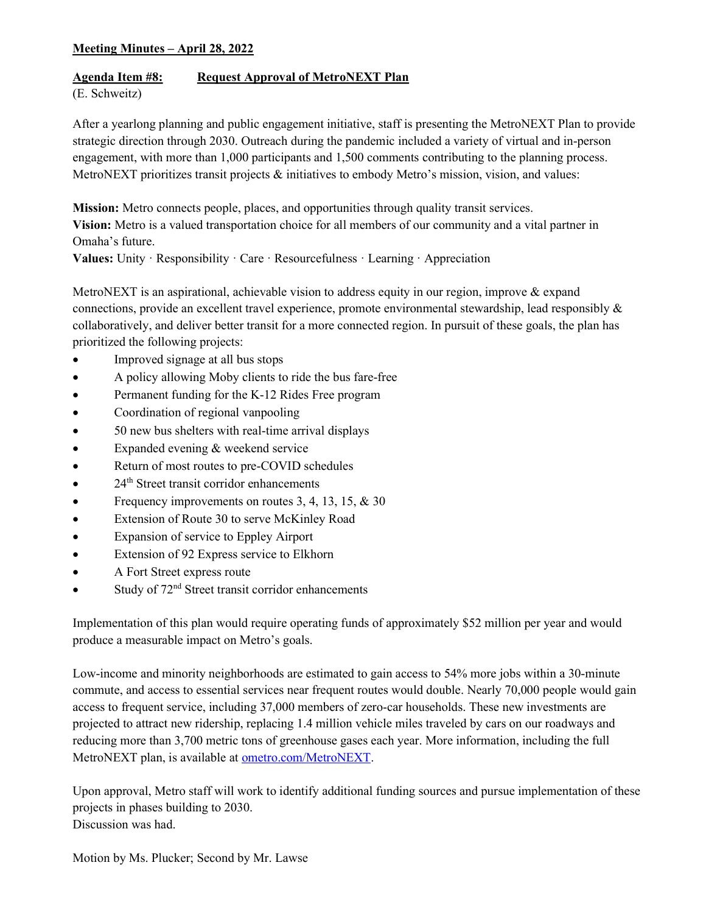**Meeting Minutes – April 28, 2022**

**Agenda Item #8:** **Request Approval of MetroNEXT Plan**
(E. Schweitz)

After a yearlong planning and public engagement initiative, staff is presenting the MetroNEXT Plan to provide strategic direction through 2030. Outreach during the pandemic included a variety of virtual and in-person engagement, with more than 1,000 participants and 1,500 comments contributing to the planning process. MetroNEXT prioritizes transit projects & initiatives to embody Metro's mission, vision, and values:

**Mission:** Metro connects people, places, and opportunities through quality transit services.
**Vision:** Metro is a valued transportation choice for all members of our community and a vital partner in Omaha's future.
**Values:** Unity · Responsibility · Care · Resourcefulness · Learning · Appreciation

MetroNEXT is an aspirational, achievable vision to address equity in our region, improve & expand connections, provide an excellent travel experience, promote environmental stewardship, lead responsibly & collaboratively, and deliver better transit for a more connected region. In pursuit of these goals, the plan has prioritized the following projects:

- Improved signage at all bus stops
- A policy allowing Moby clients to ride the bus fare-free
- Permanent funding for the K-12 Rides Free program
- Coordination of regional vanpooling
- 50 new bus shelters with real-time arrival displays
- Expanded evening & weekend service
- Return of most routes to pre-COVID schedules
- 24th Street transit corridor enhancements
- Frequency improvements on routes 3, 4, 13, 15, & 30
- Extension of Route 30 to serve McKinley Road
- Expansion of service to Eppley Airport
- Extension of 92 Express service to Elkhorn
- A Fort Street express route
- Study of 72nd Street transit corridor enhancements

Implementation of this plan would require operating funds of approximately $52 million per year and would produce a measurable impact on Metro's goals.

Low-income and minority neighborhoods are estimated to gain access to 54% more jobs within a 30-minute commute, and access to essential services near frequent routes would double. Nearly 70,000 people would gain access to frequent service, including 37,000 members of zero-car households. These new investments are projected to attract new ridership, replacing 1.4 million vehicle miles traveled by cars on our roadways and reducing more than 3,700 metric tons of greenhouse gases each year. More information, including the full MetroNEXT plan, is available at [ometro.com/MetroNEXT](ometro.com/MetroNEXT).

Upon approval, Metro staff will work to identify additional funding sources and pursue implementation of these projects in phases building to 2030.
Discussion was had.

Motion by Ms. Plucker; Second by Mr. Lawse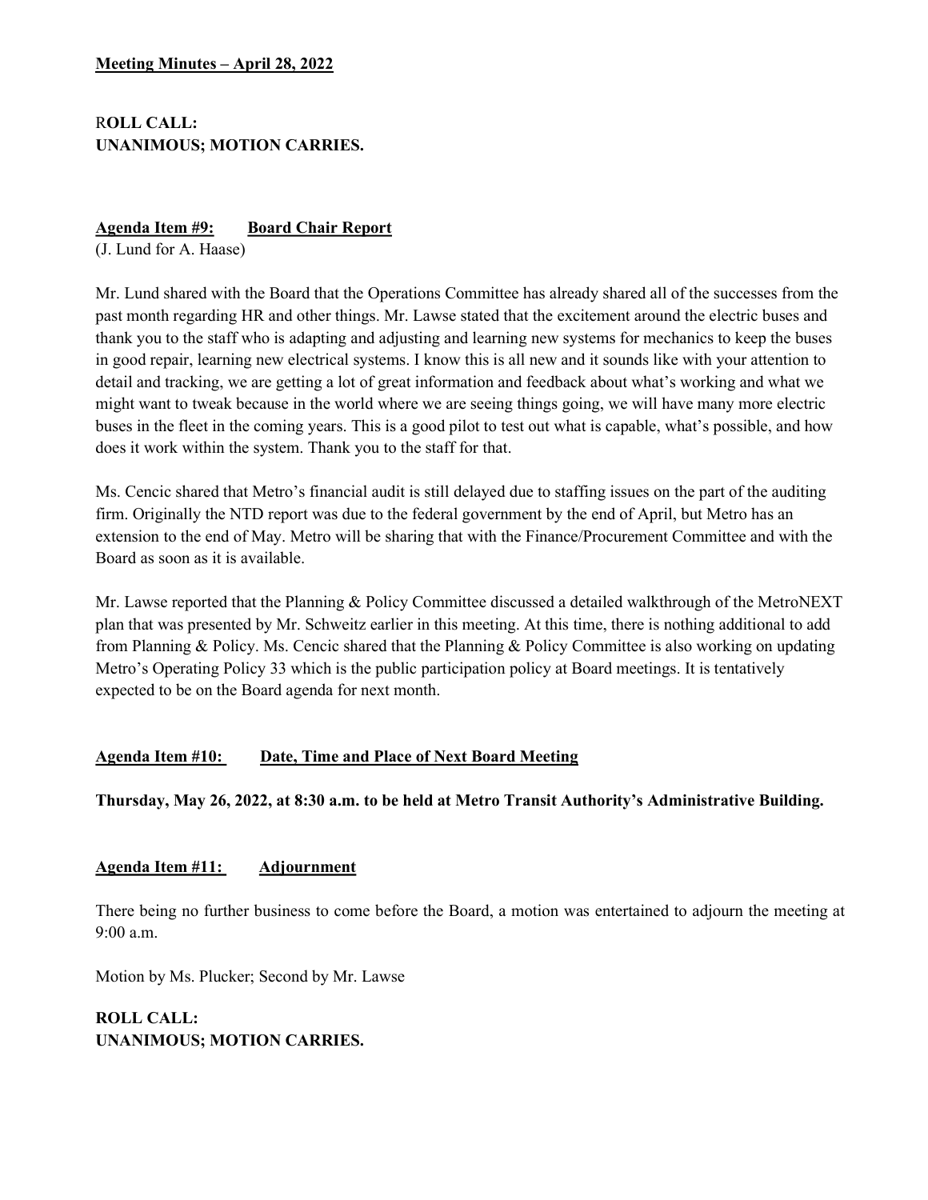**Meeting Minutes – April 28, 2022**

**ROLL CALL:**
**UNANIMOUS; MOTION CARRIES.**

**Agenda Item #9: Board Chair Report**
(J. Lund for A. Haase)

Mr. Lund shared with the Board that the Operations Committee has already shared all of the successes from the past month regarding HR and other things. Mr. Lawse stated that the excitement around the electric buses and thank you to the staff who is adapting and adjusting and learning new systems for mechanics to keep the buses in good repair, learning new electrical systems. I know this is all new and it sounds like with your attention to detail and tracking, we are getting a lot of great information and feedback about what's working and what we might want to tweak because in the world where we are seeing things going, we will have many more electric buses in the fleet in the coming years. This is a good pilot to test out what is capable, what's possible, and how does it work within the system. Thank you to the staff for that.

Ms. Cencic shared that Metro's financial audit is still delayed due to staffing issues on the part of the auditing firm. Originally the NTD report was due to the federal government by the end of April, but Metro has an extension to the end of May. Metro will be sharing that with the Finance/Procurement Committee and with the Board as soon as it is available.

Mr. Lawse reported that the Planning & Policy Committee discussed a detailed walkthrough of the MetroNEXT plan that was presented by Mr. Schweitz earlier in this meeting. At this time, there is nothing additional to add from Planning & Policy. Ms. Cencic shared that the Planning & Policy Committee is also working on updating Metro's Operating Policy 33 which is the public participation policy at Board meetings. It is tentatively expected to be on the Board agenda for next month.

**Agenda Item #10: Date, Time and Place of Next Board Meeting**

**Thursday, May 26, 2022, at 8:30 a.m. to be held at Metro Transit Authority's Administrative Building.**

**Agenda Item #11: Adjournment**

There being no further business to come before the Board, a motion was entertained to adjourn the meeting at 9:00 a.m.

Motion by Ms. Plucker; Second by Mr. Lawse

**ROLL CALL:**
**UNANIMOUS; MOTION CARRIES.**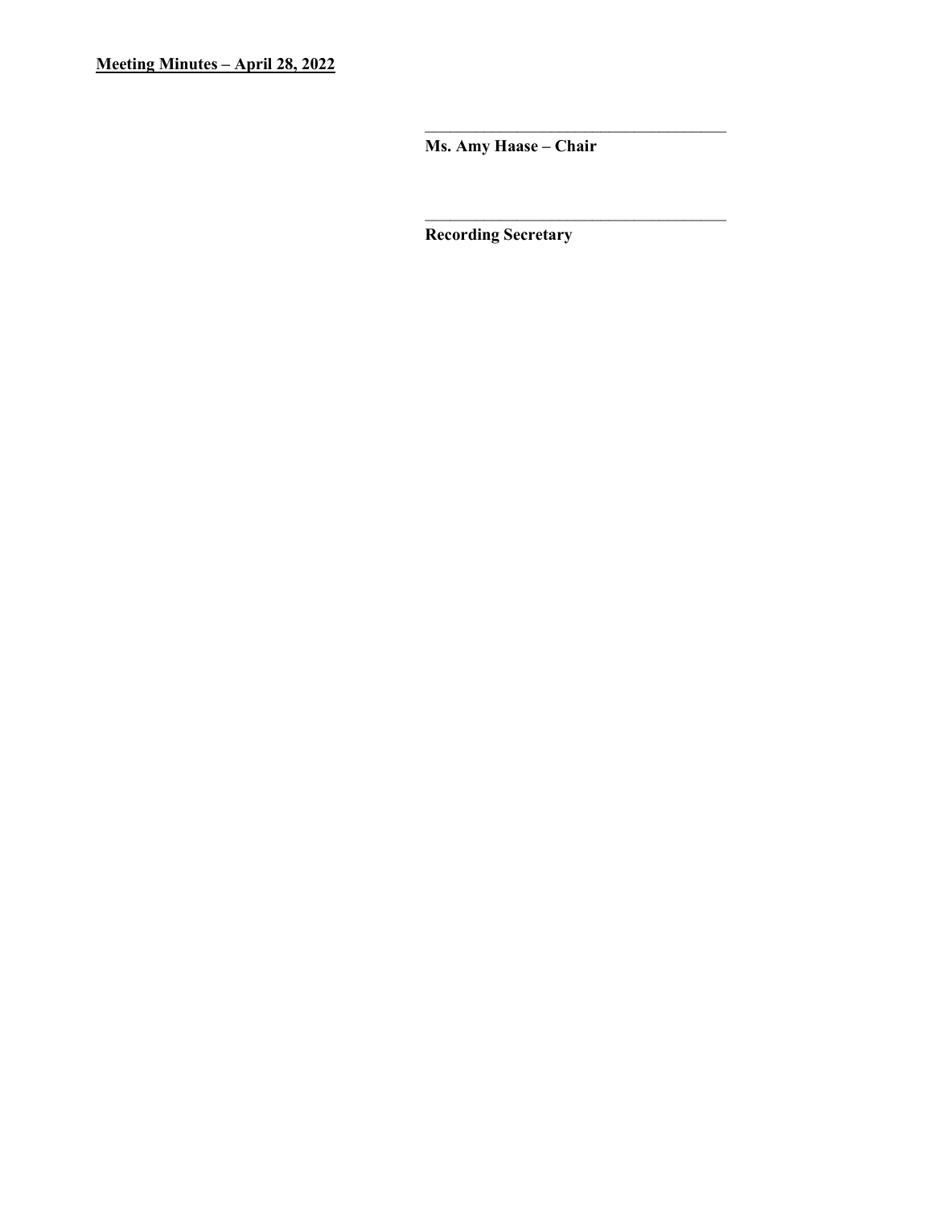______________________________________
**Ms. Amy Haase – Chair**

______________________________________
**Recording Secretary**